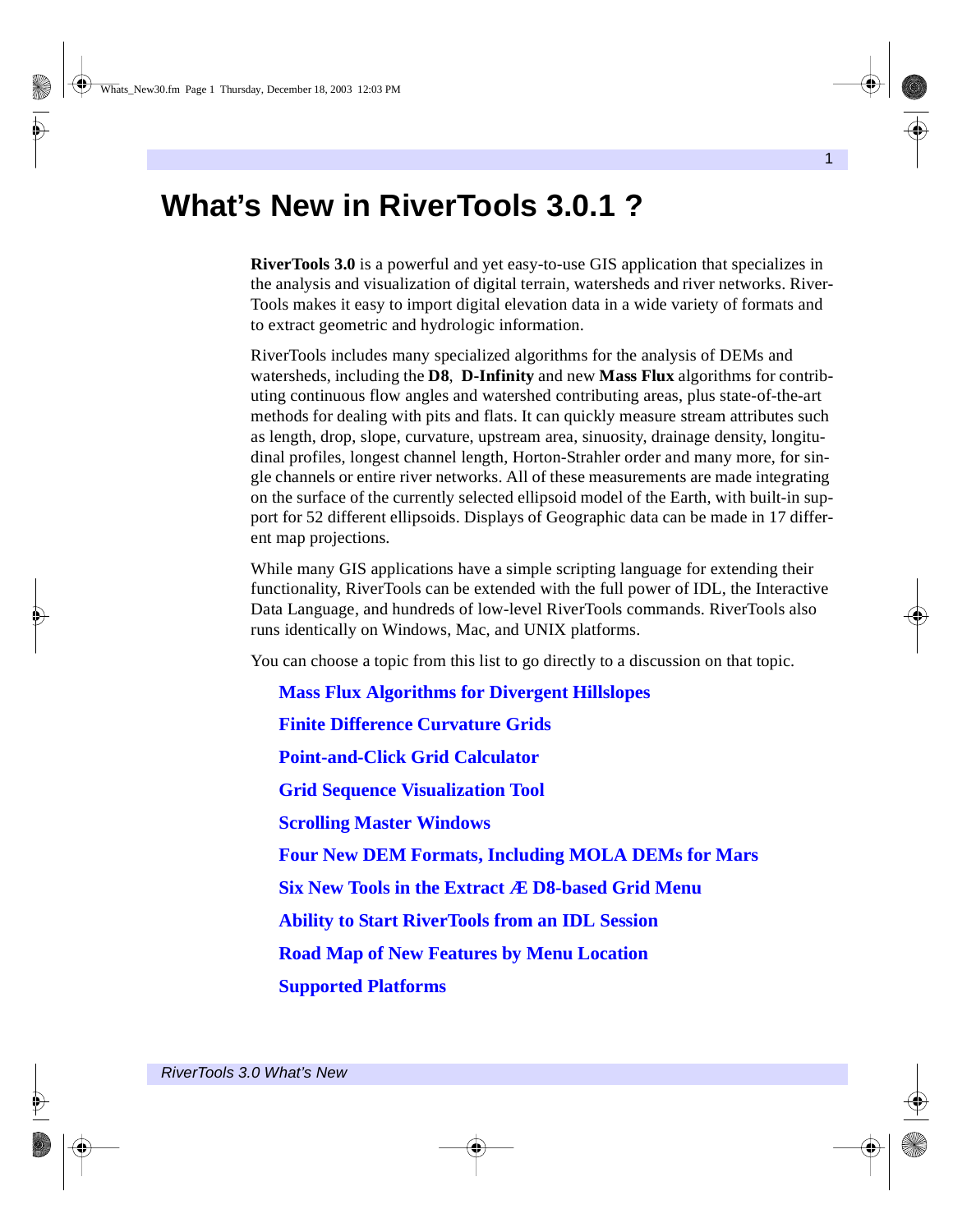# What's New in RiverTools 3.0.1 ?

**RiverTools 3.0** is a powerful and yet easy-to-use GIS application that specializes in the analysis and visualization of digital terrain, watersheds and river networks. RiverTools makes it easy to import digital elevation data in a wide variety of formats and to extract geometric and hydrologic information.

RiverTools includes many specialized algorithms for the analysis of DEMs and watersheds, including the **D8**, **D-Infinity** and new **Mass Flux** algorithms for contributing continuous flow angles and watershed contributing areas, plus state-of-the-art methods for dealing with pits and flats. It can quickly measure stream attributes such as length, drop, slope, curvature, upstream area, sinuosity, drainage density, longitudinal profiles, longest channel length, Horton-Strahler order and many more, for single channels or entire river networks. All of these measurements are made integrating on the surface of the currently selected ellipsoid model of the Earth, with built-in support for 52 different ellipsoids. Displays of Geographic data can be made in 17 different map projections.

While many GIS applications have a simple scripting language for extending their functionality, RiverTools can be extended with the full power of IDL, the Interactive Data Language, and hundreds of low-level RiverTools commands. RiverTools also runs identically on Windows, Mac, and UNIX platforms.

You can choose a topic from this list to go directly to a discussion on that topic.

- **Mass Flux Algorithms for Divergent Hillslopes**
- **Finite Difference Curvature Grids**
- **Point-and-Click Grid Calculator**
- **Grid Sequence Visualization Tool**
- **Scrolling Master Windows**
- **Four New DEM Formats, Including MOLA DEMs for Mars**
- **Six New Tools in the Extract Æ D8-based Grid Menu**
- **Ability to Start RiverTools from an IDL Session**
- **Road Map of New Features by Menu Location**
- **Supported Platforms**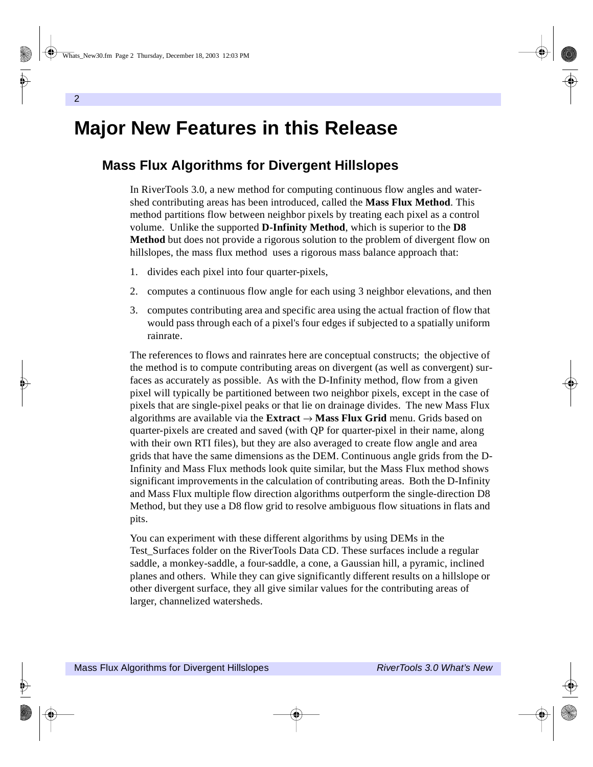# Major New Features in this Release

## Mass Flux Algorithms for Divergent Hillslopes

In RiverTools 3.0, a new method for computing continuous flow angles and watershed contributing areas has been introduced, called the **Mass Flux Method**. This method partitions flow between neighbor pixels by treating each pixel as a control volume. Unlike the supported **D-Infinity Method**, which is superior to the **D8 Method** but does not provide a rigorous solution to the problem of divergent flow on hillslopes, the mass flux method uses a rigorous mass balance approach that:

1. divides each pixel into four quarter-pixels,
2. computes a continuous flow angle for each using 3 neighbor elevations, and then
3. computes contributing area and specific area using the actual fraction of flow that would pass through each of a pixel's four edges if subjected to a spatially uniform rainrate.

The references to flows and rainrates here are conceptual constructs; the objective of the method is to compute contributing areas on divergent (as well as convergent) surfaces as accurately as possible. As with the D-Infinity method, flow from a given pixel will typically be partitioned between two neighbor pixels, except in the case of pixels that are single-pixel peaks or that lie on drainage divides. The new Mass Flux algorithms are available via the **Extract** → **Mass Flux Grid** menu. Grids based on quarter-pixels are created and saved (with QP for quarter-pixel in their name, along with their own RTI files), but they are also averaged to create flow angle and area grids that have the same dimensions as the DEM. Continuous angle grids from the D-Infinity and Mass Flux methods look quite similar, but the Mass Flux method shows significant improvements in the calculation of contributing areas. Both the D-Infinity and Mass Flux multiple flow direction algorithms outperform the single-direction D8 Method, but they use a D8 flow grid to resolve ambiguous flow situations in flats and pits.

You can experiment with these different algorithms by using DEMs in the Test_Surfaces folder on the RiverTools Data CD. These surfaces include a regular saddle, a monkey-saddle, a four-saddle, a cone, a Gaussian hill, a pyramic, inclined planes and others. While they can give significantly different results on a hillslope or other divergent surface, they all give similar values for the contributing areas of larger, channelized watersheds.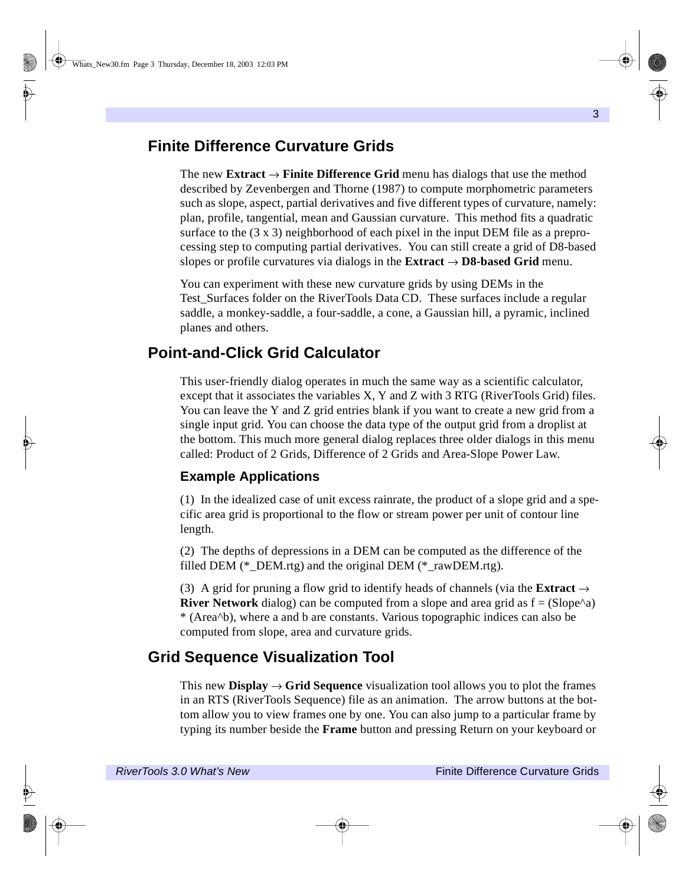## Finite Difference Curvature Grids

The new **Extract → Finite Difference Grid** menu has dialogs that use the method described by Zevenbergen and Thorne (1987) to compute morphometric parameters such as slope, aspect, partial derivatives and five different types of curvature, namely: plan, profile, tangential, mean and Gaussian curvature. This method fits a quadratic surface to the (3 x 3) neighborhood of each pixel in the input DEM file as a preprocessing step to computing partial derivatives. You can still create a grid of D8-based slopes or profile curvatures via dialogs in the **Extract → D8-based Grid** menu.

You can experiment with these new curvature grids by using DEMs in the Test_Surfaces folder on the RiverTools Data CD. These surfaces include a regular saddle, a monkey-saddle, a four-saddle, a cone, a Gaussian hill, a pyramic, inclined planes and others.

## Point-and-Click Grid Calculator

This user-friendly dialog operates in much the same way as a scientific calculator, except that it associates the variables X, Y and Z with 3 RTG (RiverTools Grid) files. You can leave the Y and Z grid entries blank if you want to create a new grid from a single input grid. You can choose the data type of the output grid from a droplist at the bottom. This much more general dialog replaces three older dialogs in this menu called: Product of 2 Grids, Difference of 2 Grids and Area-Slope Power Law.

### Example Applications

(1) In the idealized case of unit excess rainrate, the product of a slope grid and a specific area grid is proportional to the flow or stream power per unit of contour line length.

(2) The depths of depressions in a DEM can be computed as the difference of the filled DEM (*_DEM.rtg) and the original DEM (*_rawDEM.rtg).

(3) A grid for pruning a flow grid to identify heads of channels (via the **Extract → River Network** dialog) can be computed from a slope and area grid as f = (Slope^a) * (Area^b), where a and b are constants. Various topographic indices can also be computed from slope, area and curvature grids.

## Grid Sequence Visualization Tool

This new **Display → Grid Sequence** visualization tool allows you to plot the frames in an RTS (RiverTools Sequence) file as an animation. The arrow buttons at the bottom allow you to view frames one by one. You can also jump to a particular frame by typing its number beside the **Frame** button and pressing Return on your keyboard or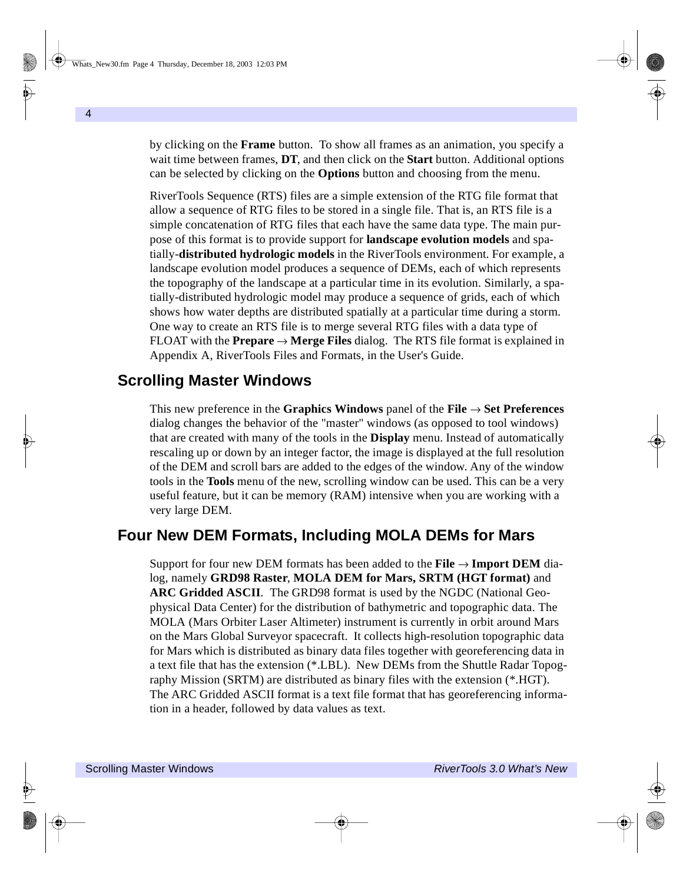by clicking on the **Frame** button. To show all frames as an animation, you specify a wait time between frames, **DT**, and then click on the **Start** button. Additional options can be selected by clicking on the **Options** button and choosing from the menu.

RiverTools Sequence (RTS) files are a simple extension of the RTG file format that allow a sequence of RTG files to be stored in a single file. That is, an RTS file is a simple concatenation of RTG files that each have the same data type. The main purpose of this format is to provide support for **landscape evolution models** and spatially-**distributed hydrologic models** in the RiverTools environment. For example, a landscape evolution model produces a sequence of DEMs, each of which represents the topography of the landscape at a particular time in its evolution. Similarly, a spatially-distributed hydrologic model may produce a sequence of grids, each of which shows how water depths are distributed spatially at a particular time during a storm. One way to create an RTS file is to merge several RTG files with a data type of FLOAT with the **Prepare** → **Merge Files** dialog. The RTS file format is explained in Appendix A, RiverTools Files and Formats, in the User's Guide.

## Scrolling Master Windows

This new preference in the **Graphics Windows** panel of the **File** → **Set Preferences** dialog changes the behavior of the "master" windows (as opposed to tool windows) that are created with many of the tools in the **Display** menu. Instead of automatically rescaling up or down by an integer factor, the image is displayed at the full resolution of the DEM and scroll bars are added to the edges of the window. Any of the window tools in the **Tools** menu of the new, scrolling window can be used. This can be a very useful feature, but it can be memory (RAM) intensive when you are working with a very large DEM.

## Four New DEM Formats, Including MOLA DEMs for Mars

Support for four new DEM formats has been added to the **File** → **Import DEM** dialog, namely **GRD98 Raster**, **MOLA DEM for Mars, SRTM (HGT format)** and **ARC Gridded ASCII**. The GRD98 format is used by the NGDC (National Geophysical Data Center) for the distribution of bathymetric and topographic data. The MOLA (Mars Orbiter Laser Altimeter) instrument is currently in orbit around Mars on the Mars Global Surveyor spacecraft. It collects high-resolution topographic data for Mars which is distributed as binary data files together with georeferencing data in a text file that has the extension (*.LBL). New DEMs from the Shuttle Radar Topography Mission (SRTM) are distributed as binary files with the extension (*.HGT). The ARC Gridded ASCII format is a text file format that has georeferencing information in a header, followed by data values as text.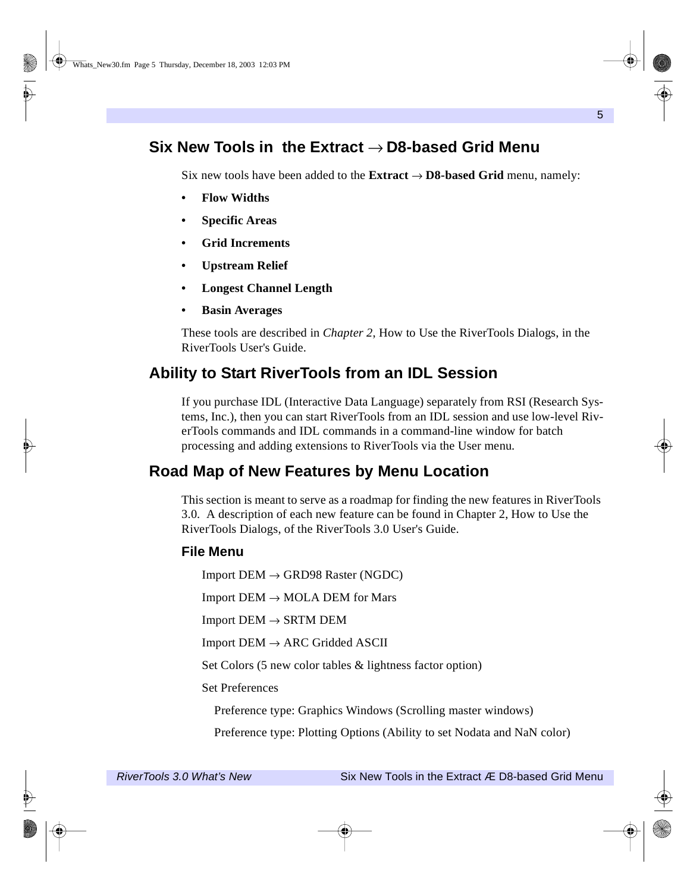## Six New Tools in the Extract → D8-based Grid Menu

Six new tools have been added to the **Extract** → **D8-based Grid** menu, namely:

- **Flow Widths**
- **Specific Areas**
- **Grid Increments**
- **Upstream Relief**
- **Longest Channel Length**
- **Basin Averages**

These tools are described in *Chapter 2*, How to Use the RiverTools Dialogs, in the RiverTools User's Guide.

## Ability to Start RiverTools from an IDL Session

If you purchase IDL (Interactive Data Language) separately from RSI (Research Systems, Inc.), then you can start RiverTools from an IDL session and use low-level RiverTools commands and IDL commands in a command-line window for batch processing and adding extensions to RiverTools via the User menu.

## Road Map of New Features by Menu Location

This section is meant to serve as a roadmap for finding the new features in RiverTools 3.0. A description of each new feature can be found in Chapter 2, How to Use the RiverTools Dialogs, of the RiverTools 3.0 User's Guide.

### File Menu

Import DEM → GRD98 Raster (NGDC)

Import DEM → MOLA DEM for Mars

Import DEM → SRTM DEM

Import DEM → ARC Gridded ASCII

Set Colors (5 new color tables & lightness factor option)

Set Preferences

Preference type: Graphics Windows (Scrolling master windows)

Preference type: Plotting Options (Ability to set Nodata and NaN color)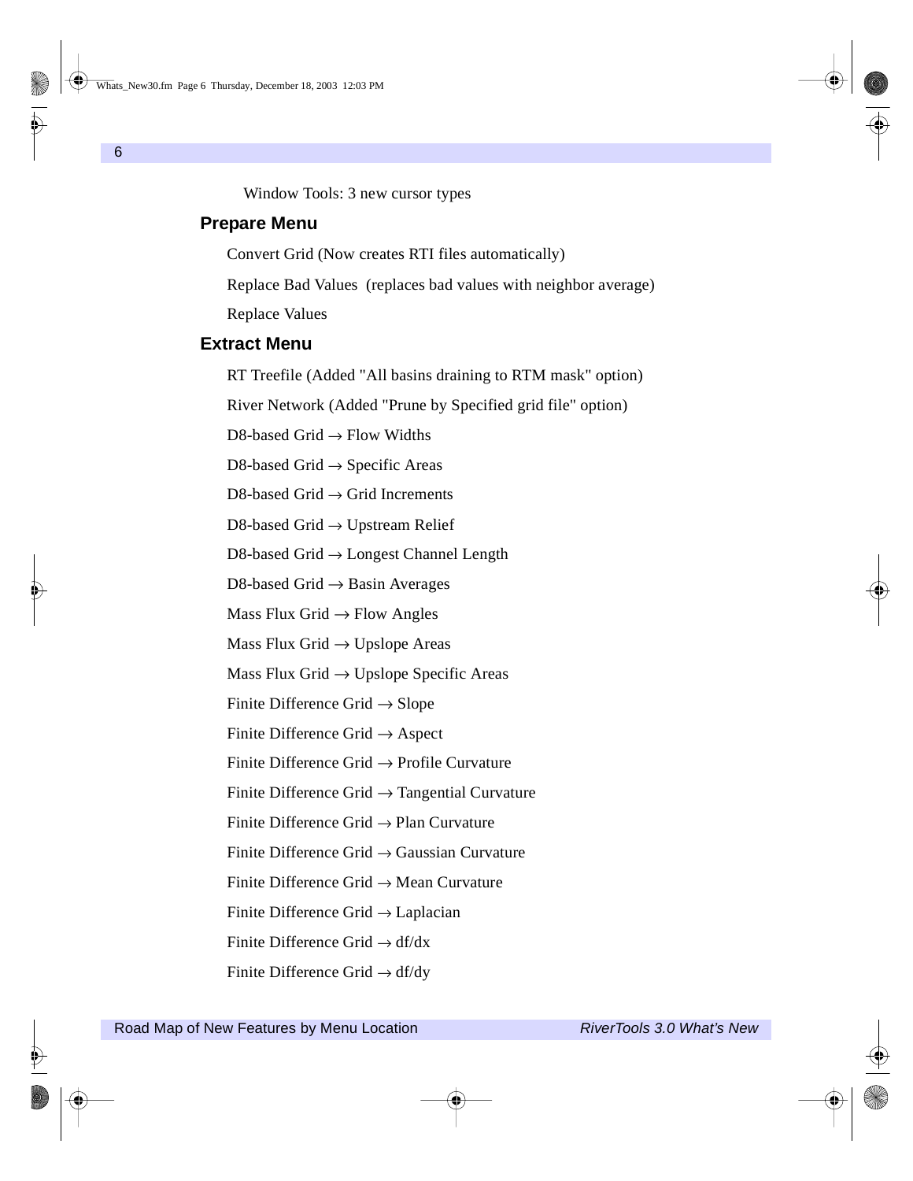Window Tools: 3 new cursor types

## Prepare Menu

Convert Grid (Now creates RTI files automatically)

Replace Bad Values (replaces bad values with neighbor average)

Replace Values

## Extract Menu

RT Treefile (Added "All basins draining to RTM mask" option)

River Network (Added "Prune by Specified grid file" option)

D8-based Grid → Flow Widths

D8-based Grid → Specific Areas

D8-based Grid → Grid Increments

D8-based Grid → Upstream Relief

D8-based Grid → Longest Channel Length

D8-based Grid → Basin Averages

Mass Flux Grid → Flow Angles

Mass Flux Grid → Upslope Areas

Mass Flux Grid → Upslope Specific Areas

Finite Difference Grid → Slope

Finite Difference Grid → Aspect

Finite Difference Grid → Profile Curvature

Finite Difference Grid → Tangential Curvature

Finite Difference Grid → Plan Curvature

Finite Difference Grid → Gaussian Curvature

Finite Difference Grid → Mean Curvature

Finite Difference Grid → Laplacian

Finite Difference Grid → df/dx

Finite Difference Grid → df/dy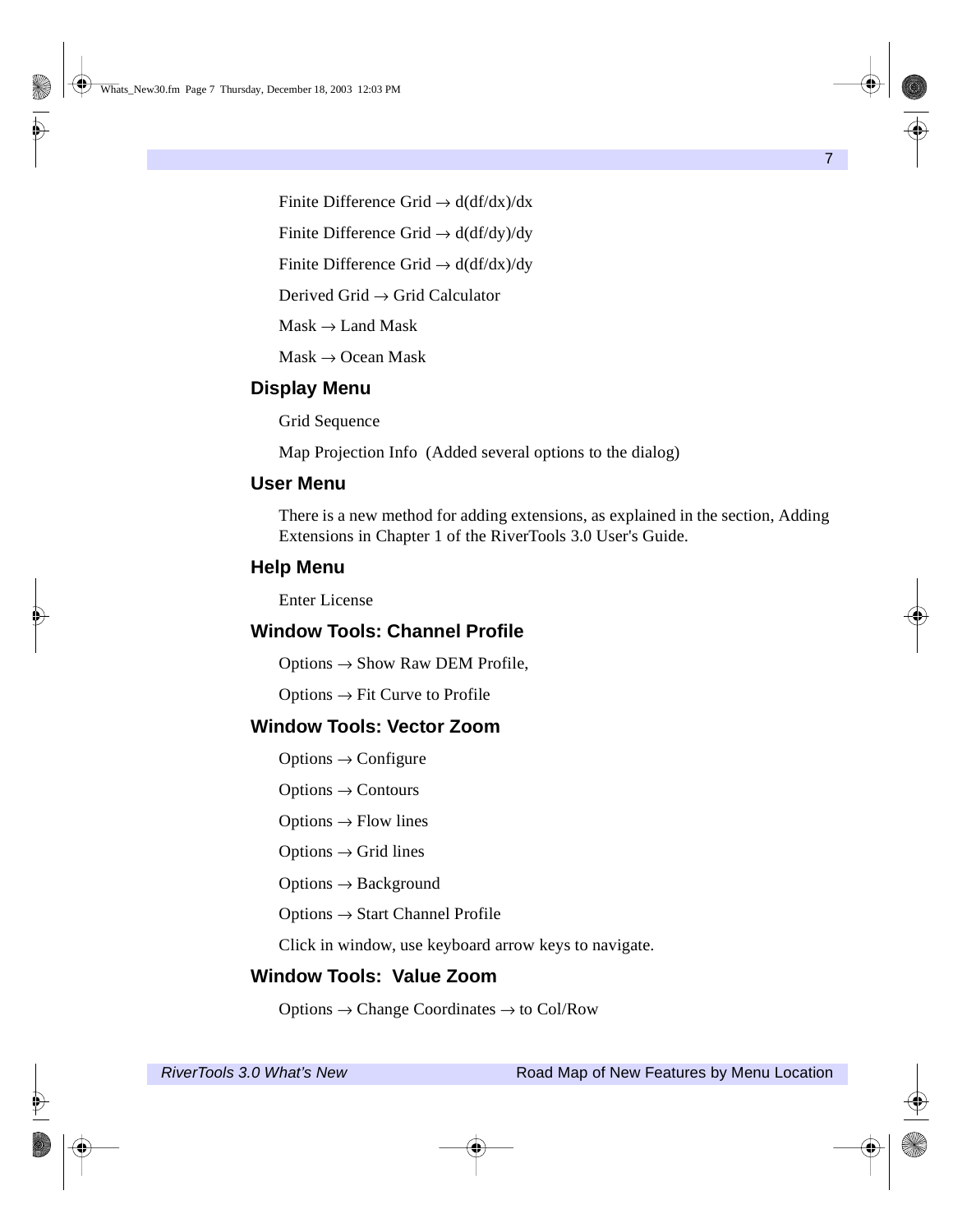Finite Difference Grid → d(df/dx)/dx

Finite Difference Grid → d(df/dy)/dy

Finite Difference Grid → d(df/dx)/dy

Derived Grid → Grid Calculator

Mask → Land Mask

Mask → Ocean Mask

## Display Menu

Grid Sequence

Map Projection Info (Added several options to the dialog)

## User Menu

There is a new method for adding extensions, as explained in the section, Adding Extensions in Chapter 1 of the RiverTools 3.0 User's Guide.

## Help Menu

Enter License

## Window Tools: Channel Profile

Options → Show Raw DEM Profile,

Options → Fit Curve to Profile

## Window Tools: Vector Zoom

Options → Configure

Options → Contours

Options → Flow lines

Options → Grid lines

Options → Background

Options → Start Channel Profile

Click in window, use keyboard arrow keys to navigate.

## Window Tools: Value Zoom

Options → Change Coordinates → to Col/Row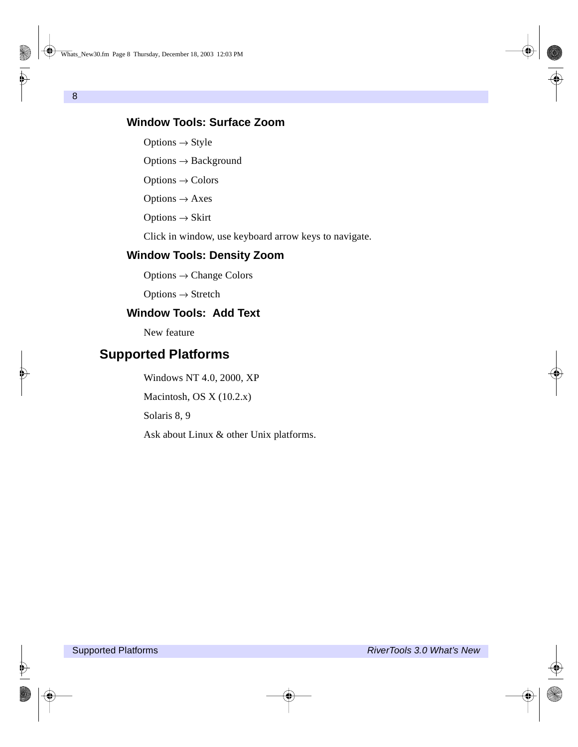### Window Tools: Surface Zoom

Options → Style

Options → Background

Options → Colors

Options → Axes

Options → Skirt

Click in window, use keyboard arrow keys to navigate.

### Window Tools: Density Zoom

Options → Change Colors

Options → Stretch

### Window Tools:  Add Text

New feature

## Supported Platforms

Windows NT 4.0, 2000, XP

Macintosh, OS X (10.2.x)

Solaris 8, 9

Ask about Linux & other Unix platforms.